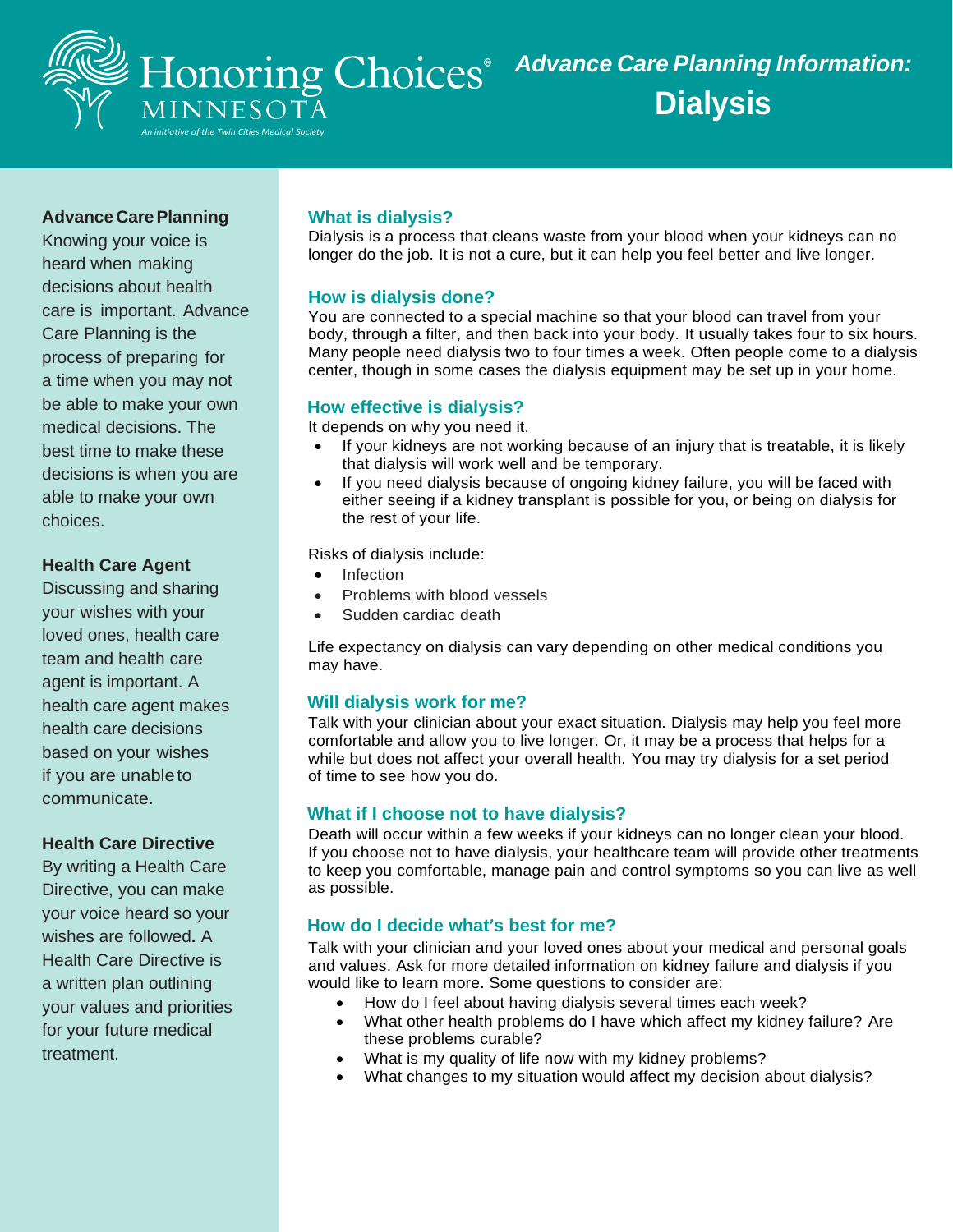Honoring Choices® MINNESOTA

*An initiative of the Twin Cities Medical Society*

# *Advance Care Planning Information:* Dialysis

**Advance Care Planning**

Knowing your voice is heard when making decisions about health care is important. Advance Care Planning is the process of preparing for a time when you may not be able to make your own medical decisions. The best time to make these decisions is when you are able to make your own choices.

**Health Care Agent**

Discussing and sharing your wishes with your loved ones, health care team and health care agent is important. A health care agent makes health care decisions based on your wishes if you are unable to communicate.

**Health Care Directive**

By writing a Health Care Directive, you can make your voice heard so your wishes are followed**.** A Health Care Directive is a written plan outlining your values and priorities for your future medical treatment.

## What is dialysis?

Dialysis is a process that cleans waste from your blood when your kidneys can no longer do the job. It is not a cure, but it can help you feel better and live longer.

## How is dialysis done?

You are connected to a special machine so that your blood can travel from your body, through a filter, and then back into your body. It usually takes four to six hours. Many people need dialysis two to four times a week. Often people come to a dialysis center, though in some cases the dialysis equipment may be set up in your home.

## How effective is dialysis?

It depends on why you need it.

- If your kidneys are not working because of an injury that is treatable, it is likely that dialysis will work well and be temporary.
- If you need dialysis because of ongoing kidney failure, you will be faced with either seeing if a kidney transplant is possible for you, or being on dialysis for the rest of your life.

Risks of dialysis include:

- Infection
- Problems with blood vessels
- Sudden cardiac death

Life expectancy on dialysis can vary depending on other medical conditions you may have.

## Will dialysis work for me?

Talk with your clinician about your exact situation. Dialysis may help you feel more comfortable and allow you to live longer. Or, it may be a process that helps for a while but does not affect your overall health. You may try dialysis for a set period of time to see how you do.

## What if I choose not to have dialysis?

Death will occur within a few weeks if your kidneys can no longer clean your blood. If you choose not to have dialysis, your healthcare team will provide other treatments to keep you comfortable, manage pain and control symptoms so you can live as well as possible.

## How do I decide what's best for me?

Talk with your clinician and your loved ones about your medical and personal goals and values. Ask for more detailed information on kidney failure and dialysis if you would like to learn more. Some questions to consider are:

- How do I feel about having dialysis several times each week?
- What other health problems do I have which affect my kidney failure? Are these problems curable?
- What is my quality of life now with my kidney problems?
- What changes to my situation would affect my decision about dialysis?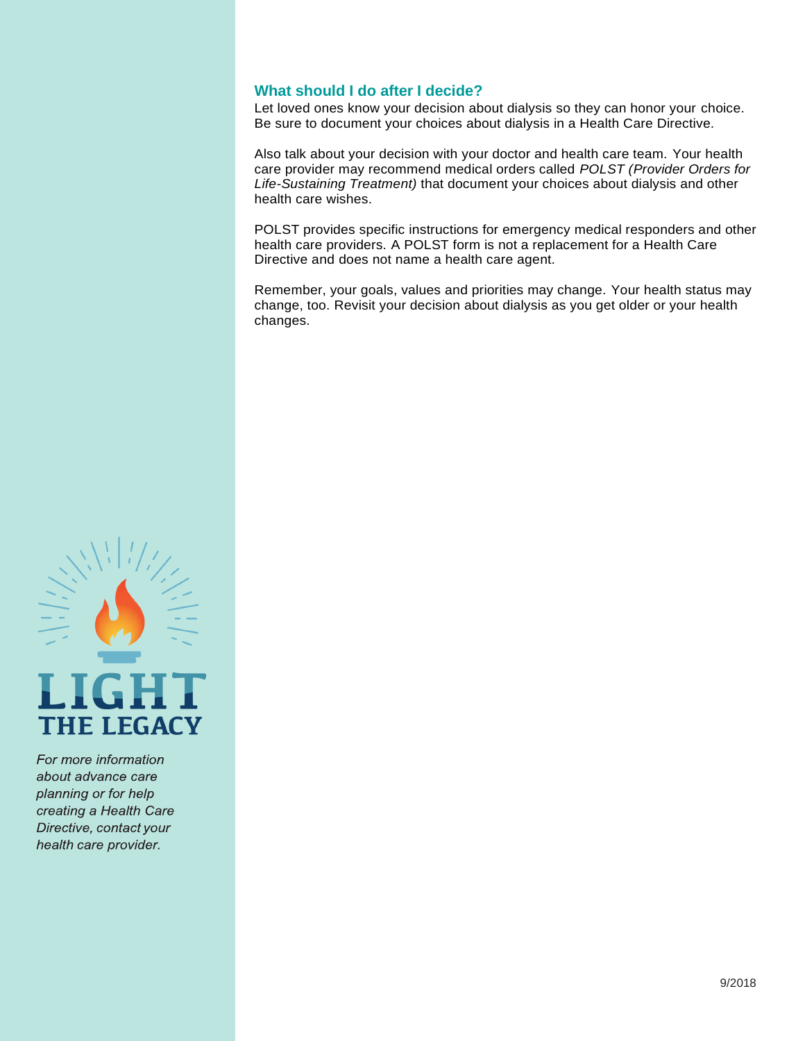## What should I do after I decide?

Let loved ones know your decision about dialysis so they can honor your choice. Be sure to document your choices about dialysis in a Health Care Directive.

Also talk about your decision with your doctor and health care team. Your health care provider may recommend medical orders called *POLST (Provider Orders for Life-Sustaining Treatment)* that document your choices about dialysis and other health care wishes.

POLST provides specific instructions for emergency medical responders and other health care providers. A POLST form is not a replacement for a Health Care Directive and does not name a health care agent.

Remember, your goals, values and priorities may change. Your health status may change, too. Revisit your decision about dialysis as you get older or your health changes.

LIGHT THE LEGACY

*For more information about advance care planning or for help creating a Health Care Directive, contact your health care provider.*

9/2018